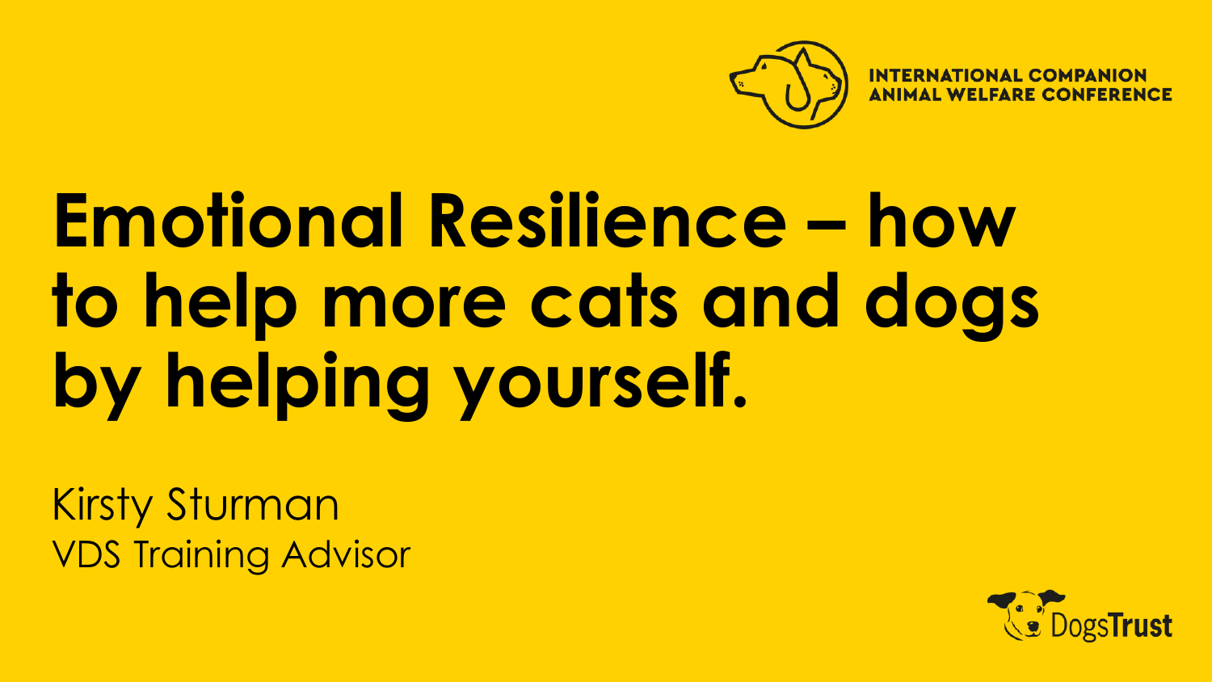INTERNATIONAL COMPANION ANIMAL WELFARE CONFERENCE

# Emotional Resilience – how to help more cats and dogs by helping yourself.

Kirsty Sturman
VDS Training Advisor

DogsTrust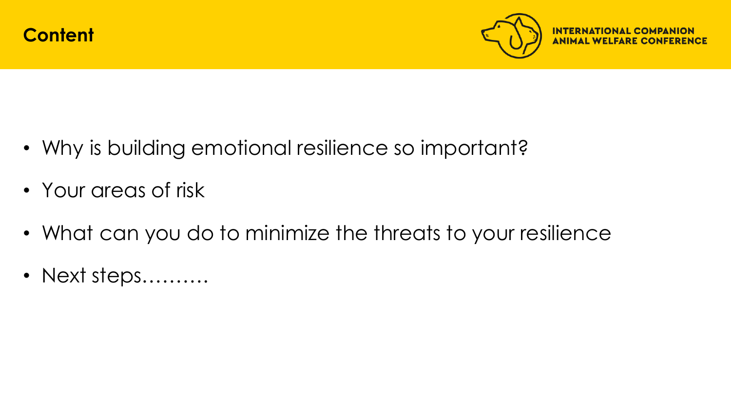## Content

- Why is building emotional resilience so important?
- Your areas of risk
- What can you do to minimize the threats to your resilience
- Next steps……….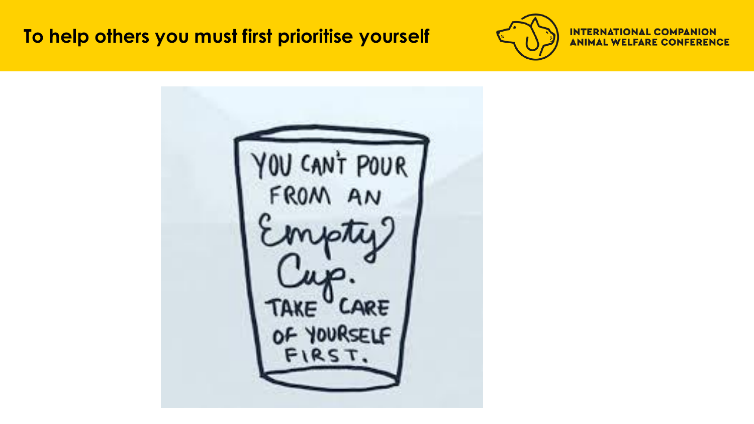# To help others you must first prioritise yourself

INTERNATIONAL COMPANION ANIMAL WELFARE CONFERENCE

YOU CAN'T POUR FROM AN Empty Cup. TAKE CARE OF YOURSELF FIRST.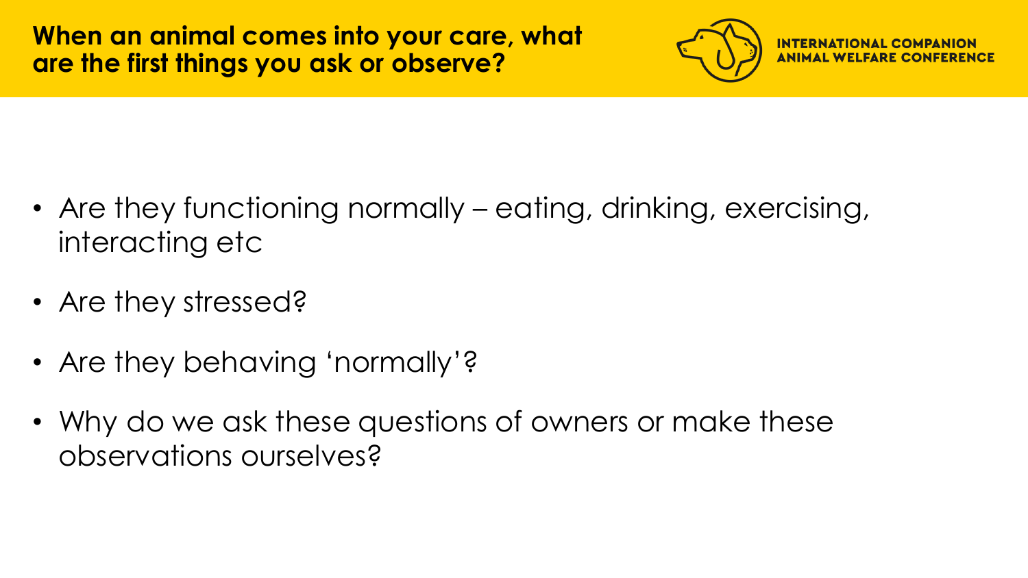## When an animal comes into your care, what are the first things you ask or observe?

- Are they functioning normally – eating, drinking, exercising, interacting etc
- Are they stressed?
- Are they behaving 'normally'?
- Why do we ask these questions of owners or make these observations ourselves?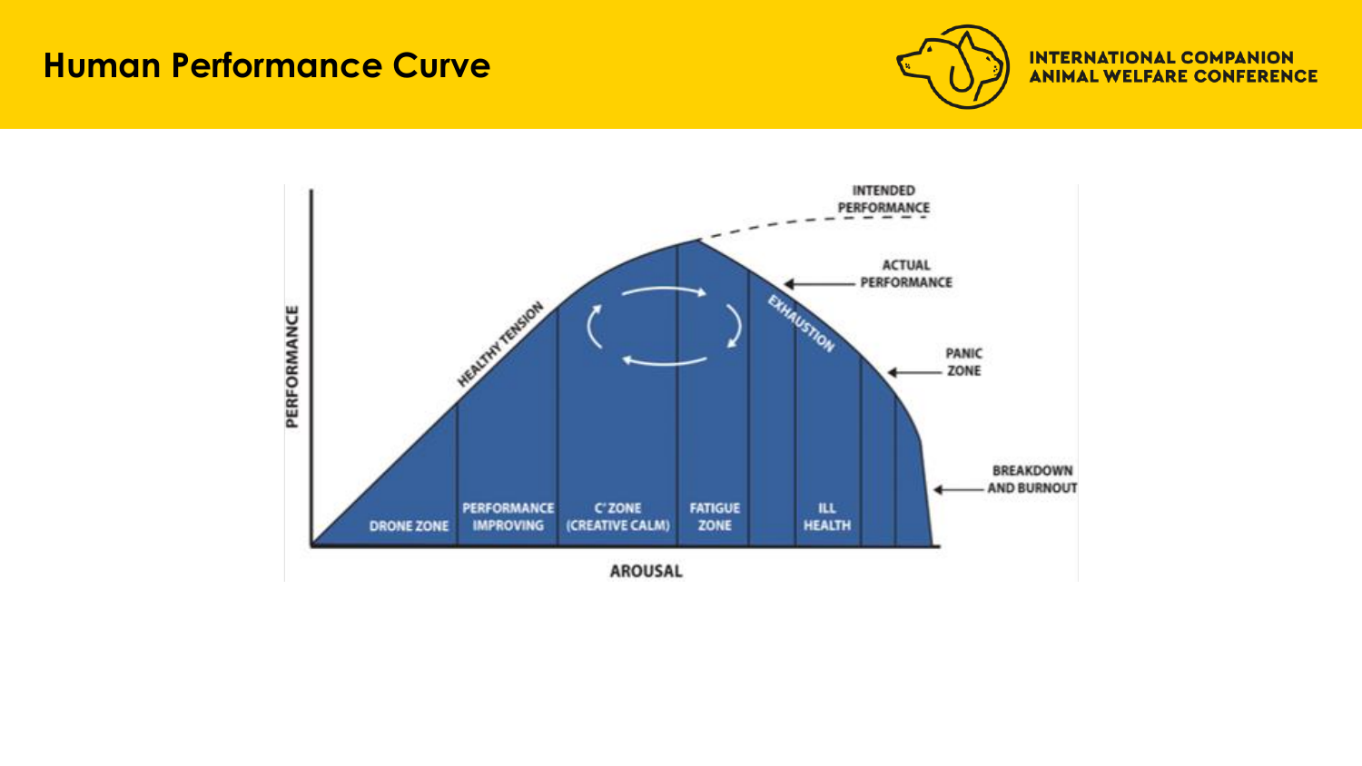# Human Performance Curve

PERFORMANCE

AROUSAL

INTENDED PERFORMANCE

ACTUAL PERFORMANCE

PANIC ZONE

BREAKDOWN AND BURNOUT

HEALTHY TENSION

EXHAUSTION

DRONE ZONE

PERFORMANCE IMPROVING

C' ZONE (CREATIVE CALM)

FATIGUE ZONE

ILL HEALTH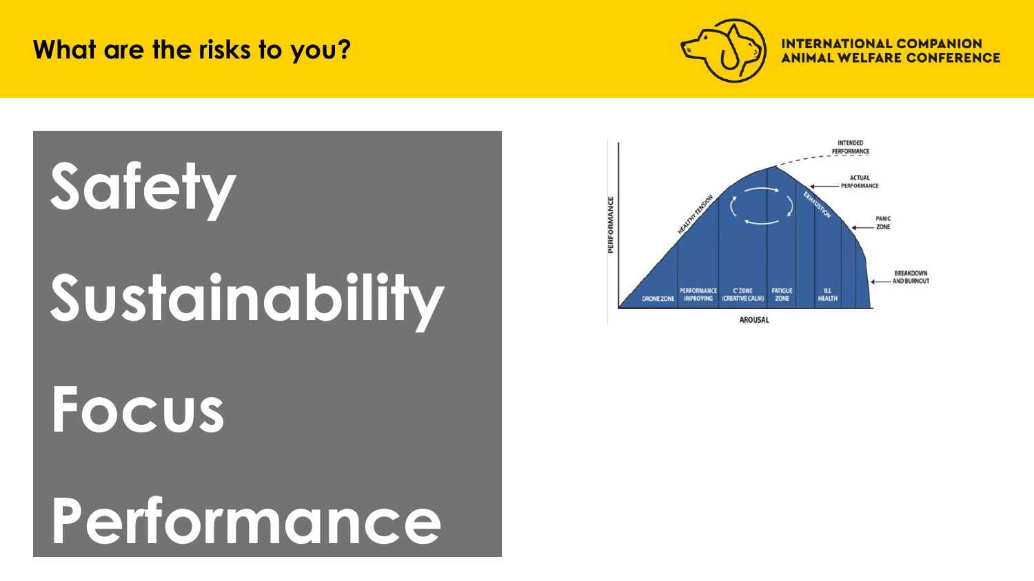# What are the risks to you?

INTERNATIONAL COMPANION ANIMAL WELFARE CONFERENCE

- Safety
- Sustainability
- Focus
- Performance

PERFORMANCE

AROUSAL

INTENDED PERFORMANCE

ACTUAL PERFORMANCE

PANIC ZONE

BREAKDOWN AND BURNOUT

HEALTHY TENSION

EXHAUSTION

DRONE ZONE | PERFORMANCE IMPROVING | C ZONE (CREATIVE CALM) | FATIGUE ZONE | ILL HEALTH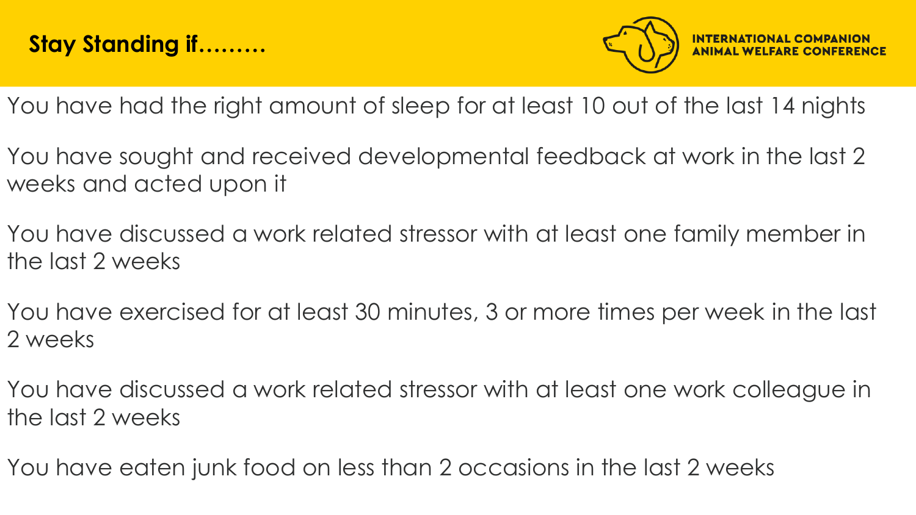## Stay Standing if………

You have had the right amount of sleep for at least 10 out of the last 14 nights

You have sought and received developmental feedback at work in the last 2 weeks and acted upon it

You have discussed a work related stressor with at least one family member in the last 2 weeks

You have exercised for at least 30 minutes, 3 or more times per week in the last 2 weeks

You have discussed a work related stressor with at least one work colleague in the last 2 weeks

You have eaten junk food on less than 2 occasions in the last 2 weeks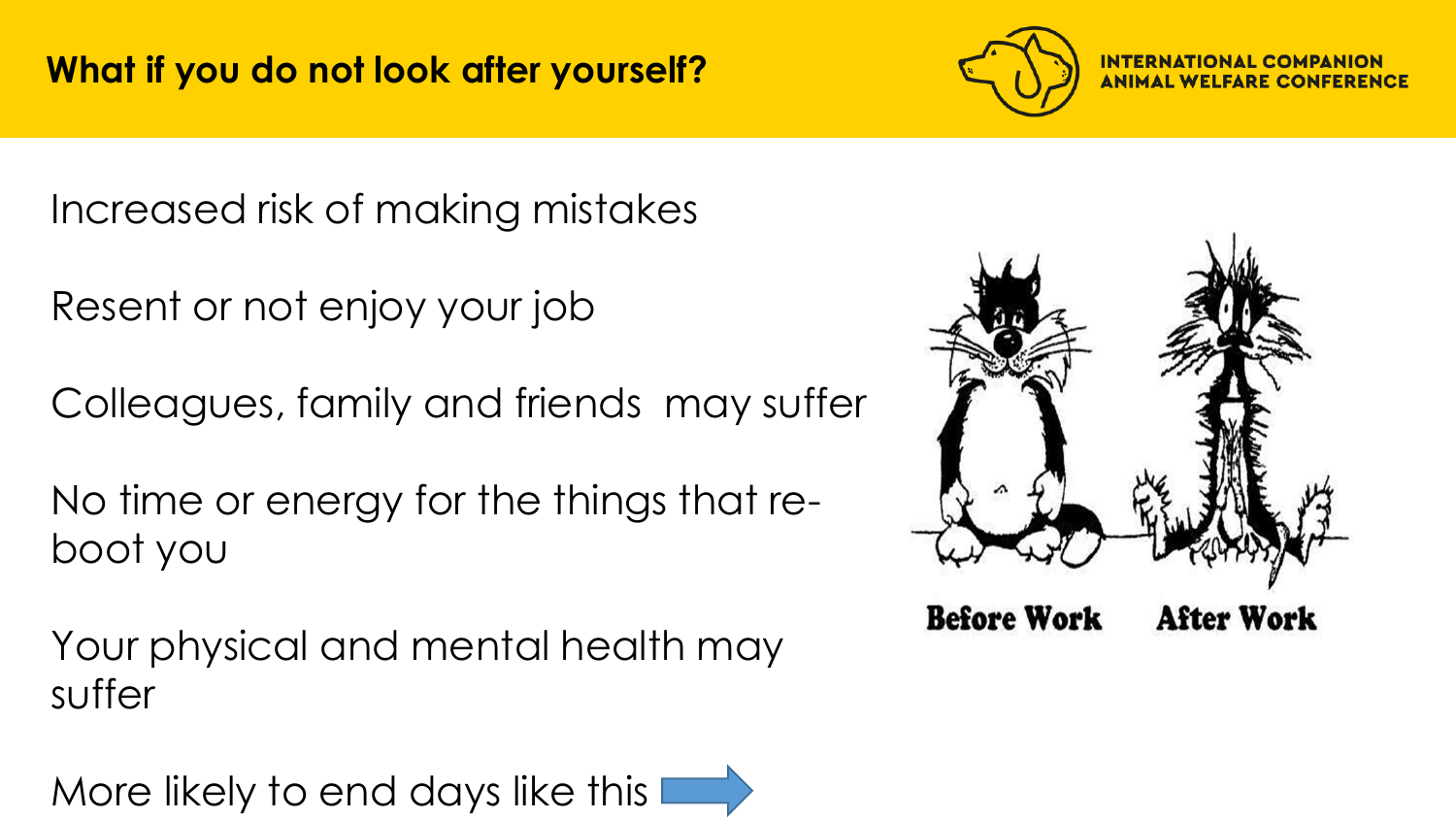## What if you do not look after yourself?

Increased risk of making mistakes

Resent or not enjoy your job

Colleagues, family and friends may suffer

No time or energy for the things that re-boot you

Your physical and mental health may suffer

More likely to end days like this

Before Work After Work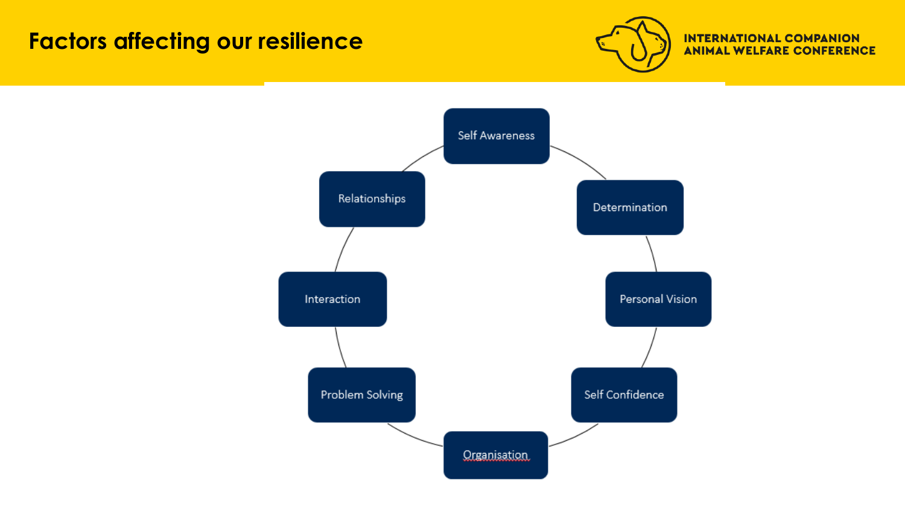# Factors affecting our resilience

- Self Awareness
- Determination
- Personal Vision
- Self Confidence
- Organisation
- Problem Solving
- Interaction
- Relationships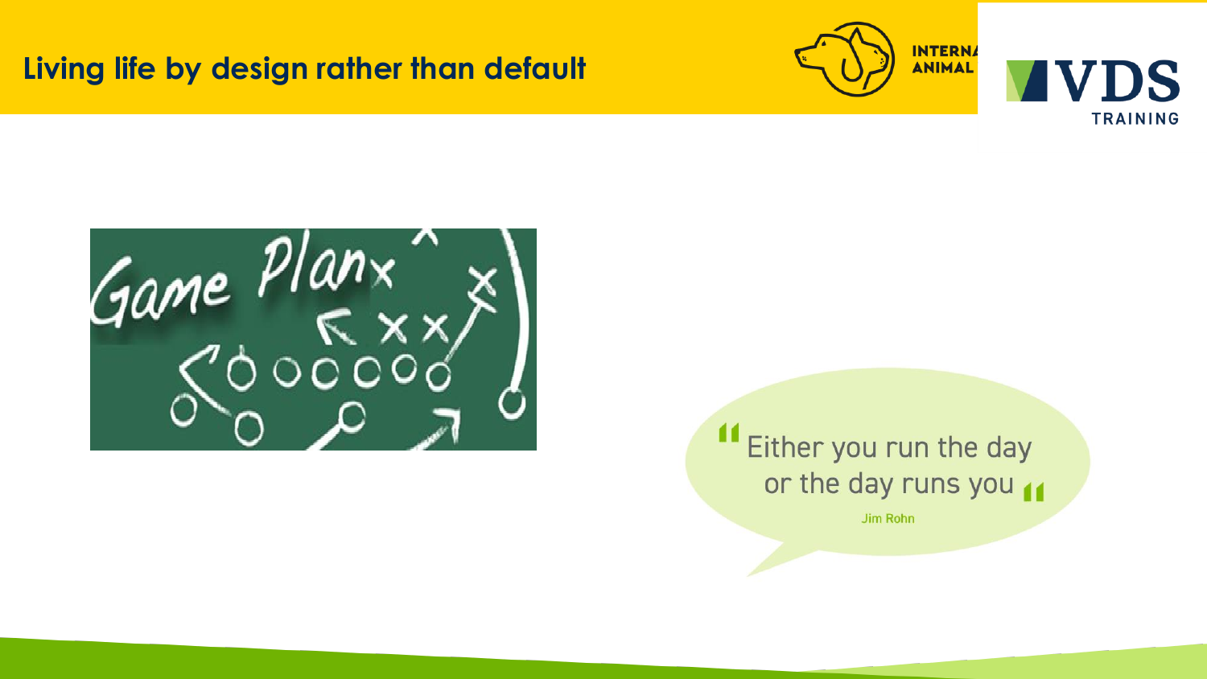# Living life by design rather than default

"Either you run the day or the day runs you"

Jim Rohn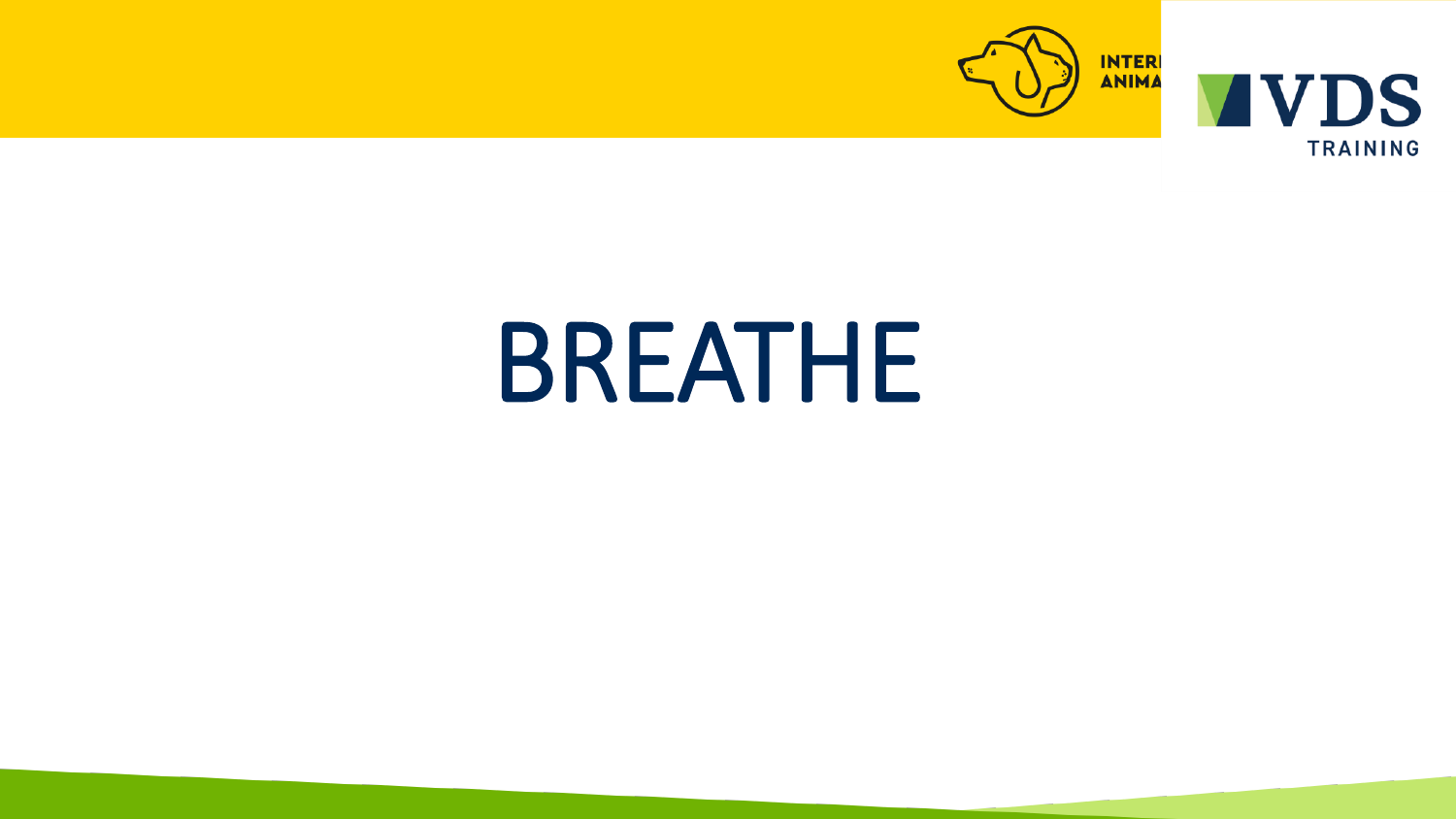# BREATHE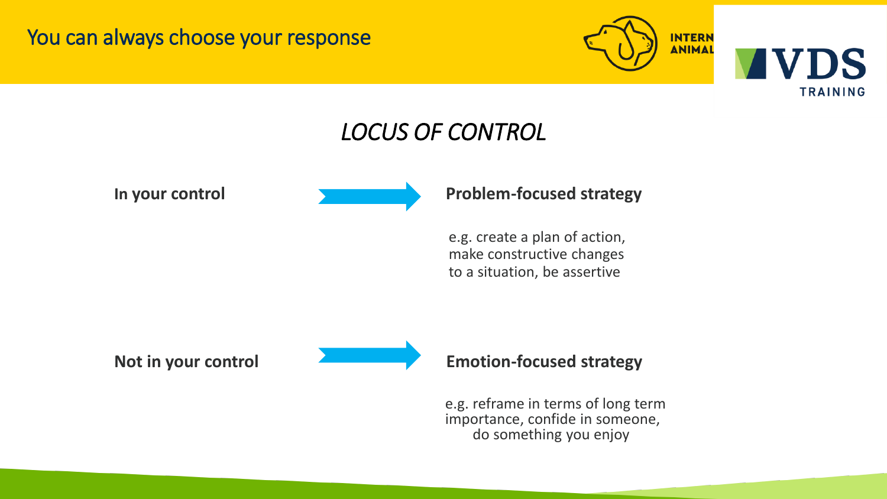# You can always choose your response

## *LOCUS OF CONTROL*

**In your control** → **Problem-focused strategy**

e.g. create a plan of action, make constructive changes to a situation, be assertive

**Not in your control** → **Emotion-focused strategy**

e.g. reframe in terms of long term importance, confide in someone, do something you enjoy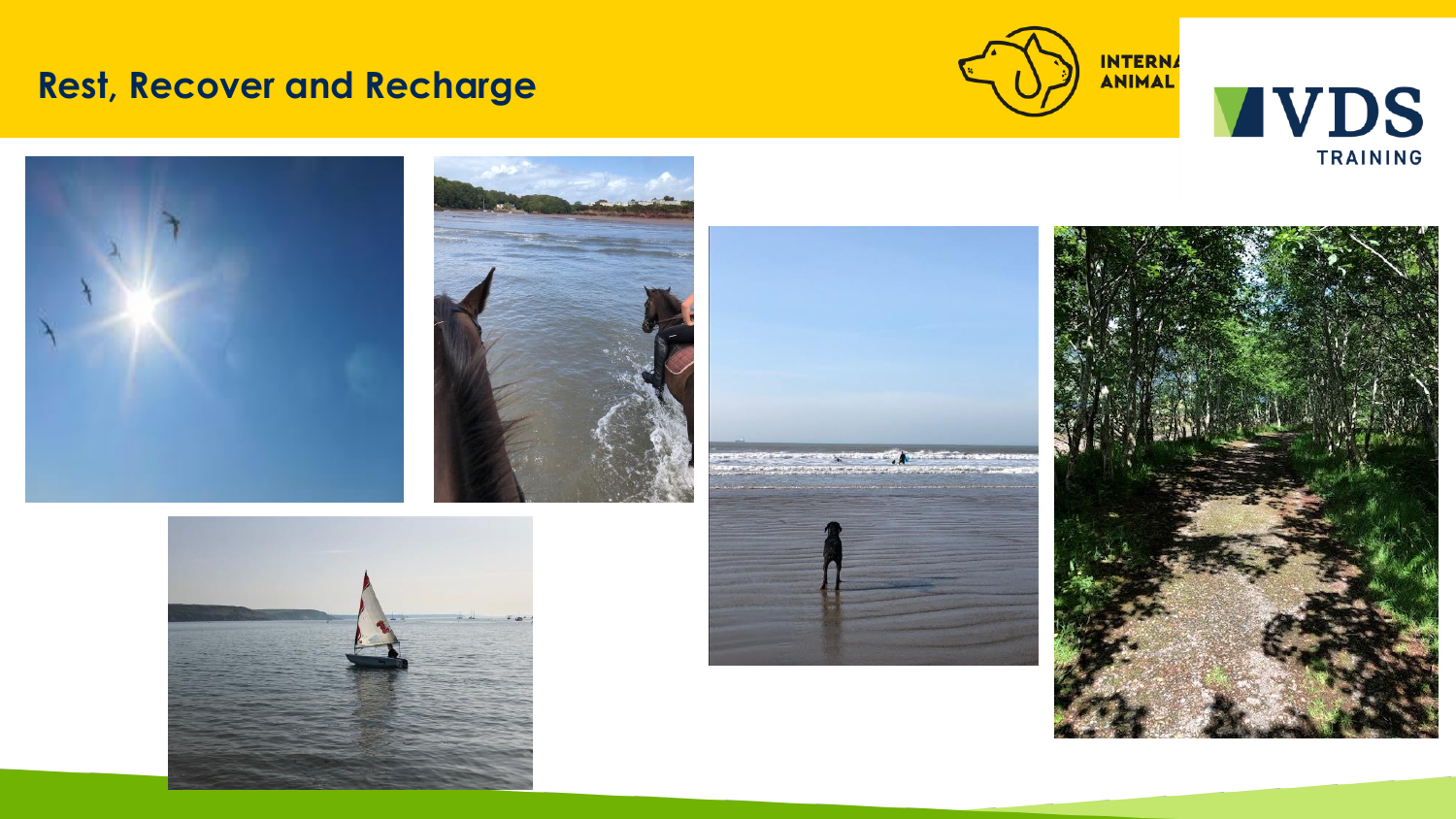# Rest, Recover and Recharge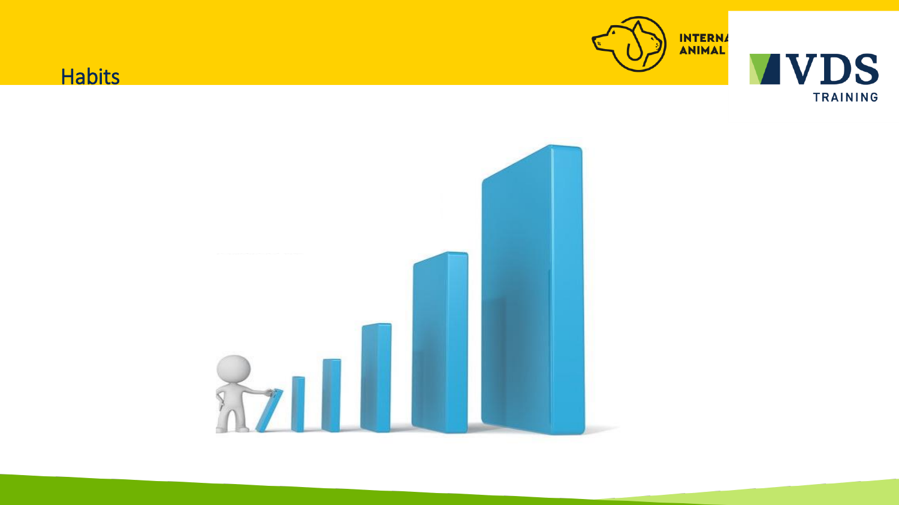# Habits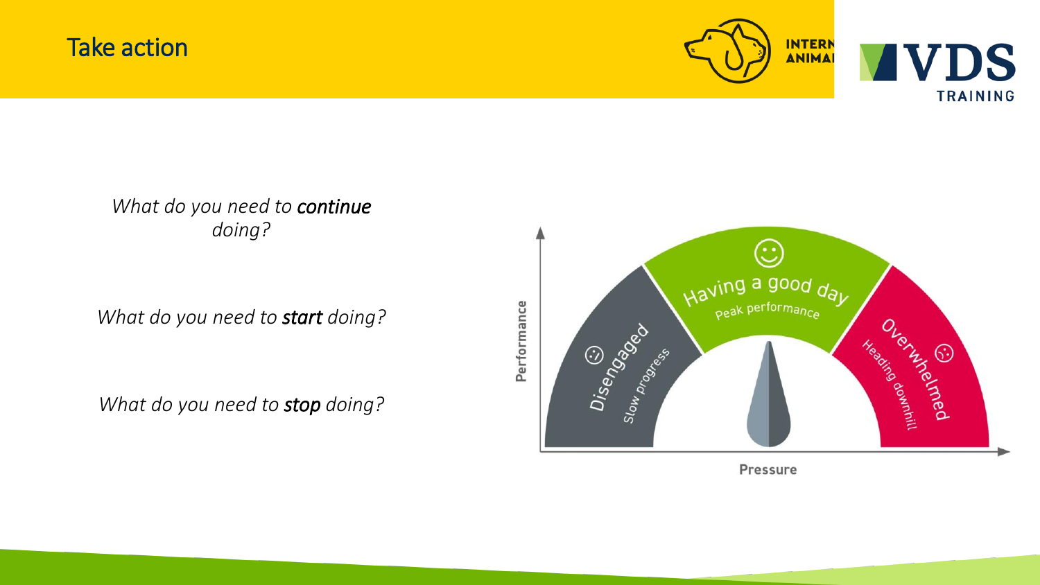# Take action

*What do you need to **continue** doing?*

*What do you need to **start** doing?*

*What do you need to **stop** doing?*

Performance

Disengaged — Slow progress

Having a good day — Peak performance

Overwhelmed — Heading downhill

Pressure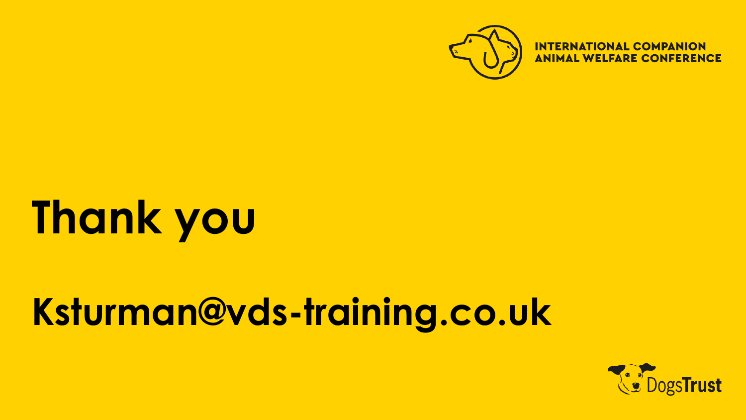INTERNATIONAL COMPANION ANIMAL WELFARE CONFERENCE

# Thank you

# Ksturman@vds-training.co.uk

DogsTrust